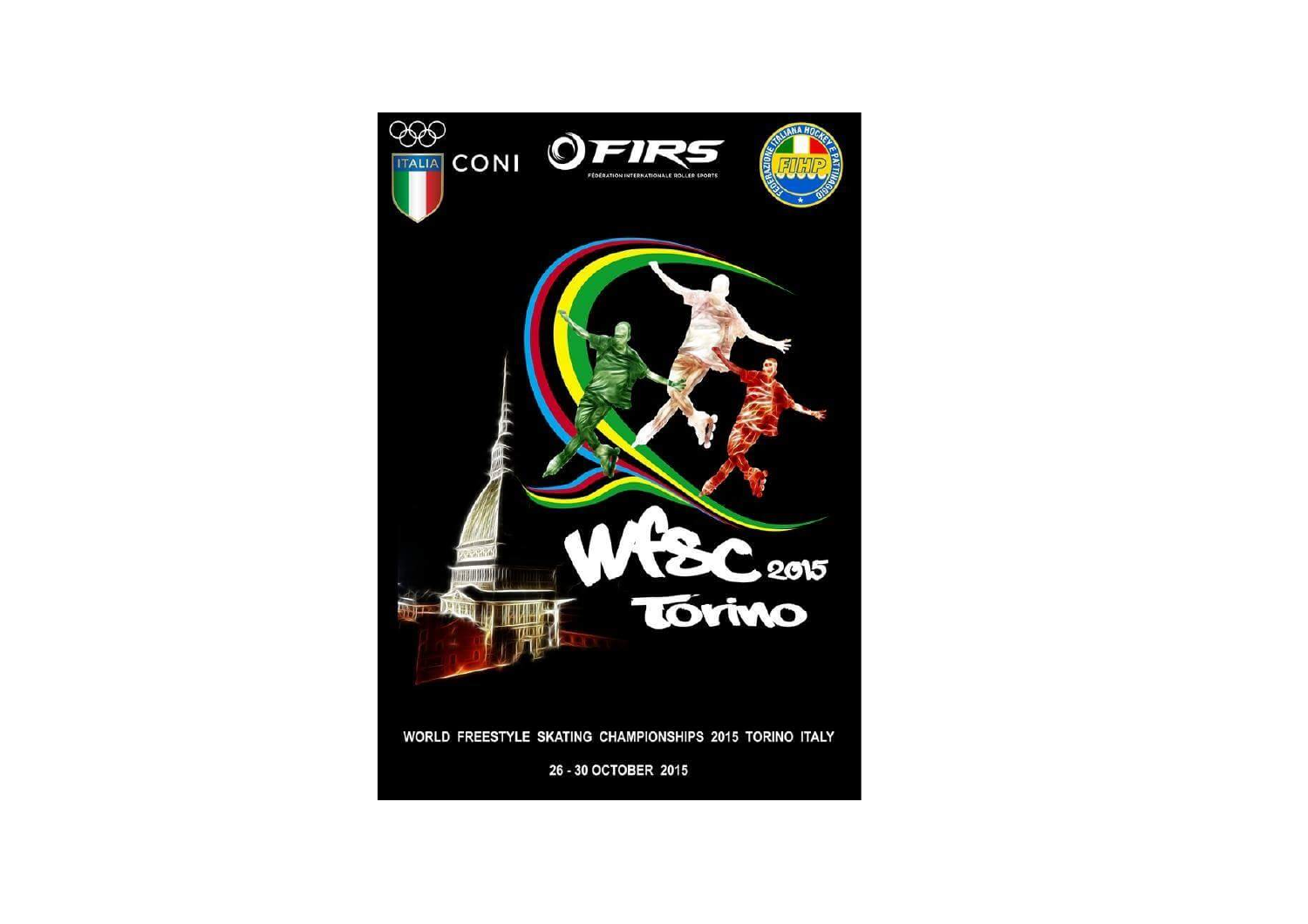ITALIA CONI

FIRS

FÉDÉRATION INTERNATIONALE ROLLER SPORTS

FEDERAZIONE ITALIANA HOCKEY E PATTINAGGIO

FIHP

# WFSC 2015 Torino

WORLD FREESTYLE SKATING CHAMPIONSHIPS 2015 TORINO ITALY

26 - 30 OCTOBER 2015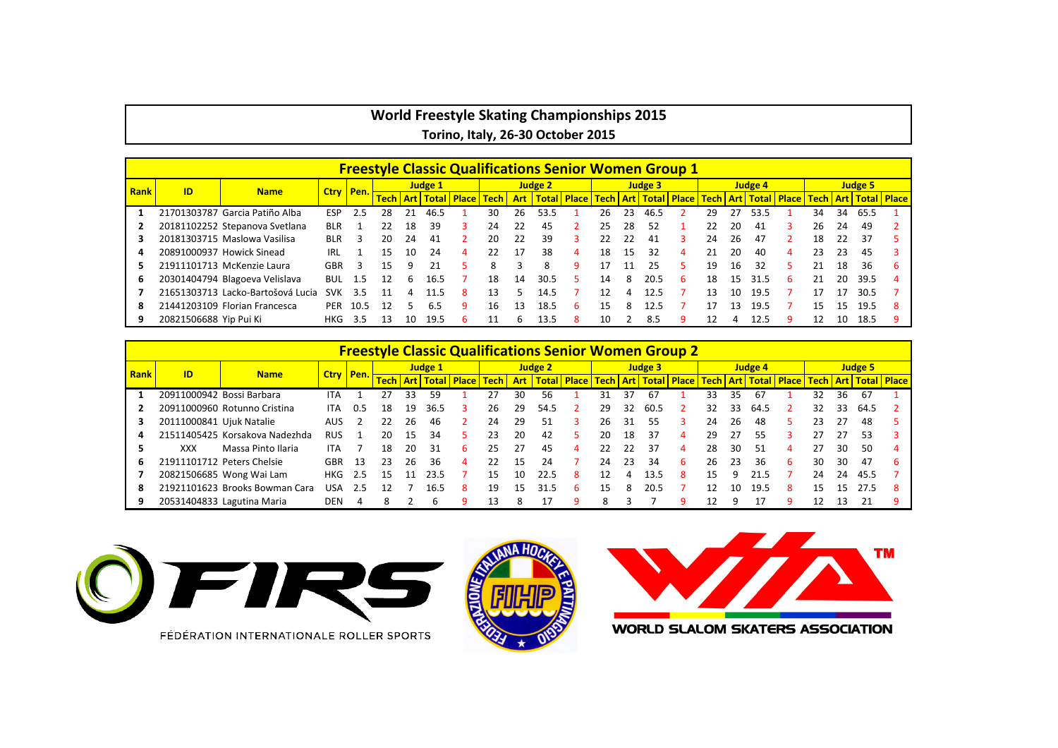# World Freestyle Skating Championships 2015

**Torino, Italy, 26-30 October 2015**

## Freestyle Classic Qualifications Senior Women Group 1

| Rank | ID | Name | Ctry | Pen. | Judge 1 | | | | Judge 2 | | | | Judge 3 | | | | Judge 4 | | | | Judge 5 | | | |
|---|---|---|---|---|---|---|---|---|---|---|---|---|---|---|---|---|---|---|---|---|---|---|---|---|
| | | | | | Tech | Art | Total | Place | Tech | Art | Total | Place | Tech | Art | Total | Place | Tech | Art | Total | Place | Tech | Art | Total | Place |
| 1 | 21701303787 | Garcia Patiño Alba | ESP | 2.5 | 28 | 21 | 46.5 | 1 | 30 | 26 | 53.5 | 1 | 26 | 23 | 46.5 | 2 | 29 | 27 | 53.5 | 1 | 34 | 34 | 65.5 | 1 |
| 2 | 20181102252 | Stepanova Svetlana | BLR | 1 | 22 | 18 | 39 | 3 | 24 | 22 | 45 | 2 | 25 | 28 | 52 | 1 | 22 | 20 | 41 | 3 | 26 | 24 | 49 | 2 |
| 3 | 20181303715 | Maslowa Vasilisa | BLR | 3 | 20 | 24 | 41 | 2 | 20 | 22 | 39 | 3 | 22 | 22 | 41 | 3 | 24 | 26 | 47 | 2 | 18 | 22 | 37 | 5 |
| 4 | 20891000937 | Howick Sinead | IRL | 1 | 15 | 10 | 24 | 4 | 22 | 17 | 38 | 4 | 18 | 15 | 32 | 4 | 21 | 20 | 40 | 4 | 23 | 23 | 45 | 3 |
| 5 | 21911101713 | McKenzie Laura | GBR | 3 | 15 | 9 | 21 | 5 | 8 | 3 | 8 | 9 | 17 | 11 | 25 | 5 | 19 | 16 | 32 | 5 | 21 | 18 | 36 | 6 |
| 6 | 20301404794 | Blagoeva Velislava | BUL | 1.5 | 12 | 6 | 16.5 | 7 | 18 | 14 | 30.5 | 5 | 14 | 8 | 20.5 | 6 | 18 | 15 | 31.5 | 6 | 21 | 20 | 39.5 | 4 |
| 7 | 21651303713 | Lacko-Bartošová Lucia | SVK | 3.5 | 11 | 4 | 11.5 | 8 | 13 | 5 | 14.5 | 7 | 12 | 4 | 12.5 | 7 | 13 | 10 | 19.5 | 7 | 17 | 17 | 30.5 | 7 |
| 8 | 21441203109 | Florian Francesca | PER | 10.5 | 12 | 5 | 6.5 | 9 | 16 | 13 | 18.5 | 6 | 15 | 8 | 12.5 | 7 | 17 | 13 | 19.5 | 7 | 15 | 15 | 19.5 | 8 |
| 9 | 20821506688 | Yip Pui Ki | HKG | 3.5 | 13 | 10 | 19.5 | 6 | 11 | 6 | 13.5 | 8 | 10 | 2 | 8.5 | 9 | 12 | 4 | 12.5 | 9 | 12 | 10 | 18.5 | 9 |

## Freestyle Classic Qualifications Senior Women Group 2

| Rank | ID | Name | Ctry | Pen. | Judge 1 | | | | Judge 2 | | | | Judge 3 | | | | Judge 4 | | | | Judge 5 | | | |
|---|---|---|---|---|---|---|---|---|---|---|---|---|---|---|---|---|---|---|---|---|---|---|---|---|
| | | | | | Tech | Art | Total | Place | Tech | Art | Total | Place | Tech | Art | Total | Place | Tech | Art | Total | Place | Tech | Art | Total | Place |
| 1 | 20911000942 | Bossi Barbara | ITA | 1 | 27 | 33 | 59 | 1 | 27 | 30 | 56 | 1 | 31 | 37 | 67 | 1 | 33 | 35 | 67 | 1 | 32 | 36 | 67 | 1 |
| 2 | 20911000960 | Rotunno Cristina | ITA | 0.5 | 18 | 19 | 36.5 | 3 | 26 | 29 | 54.5 | 2 | 29 | 32 | 60.5 | 2 | 32 | 33 | 64.5 | 2 | 32 | 33 | 64.5 | 2 |
| 3 | 20111000841 | Ujuk Natalie | AUS | 2 | 22 | 26 | 46 | 2 | 24 | 29 | 51 | 3 | 26 | 31 | 55 | 3 | 24 | 26 | 48 | 5 | 23 | 27 | 48 | 5 |
| 4 | 21511405425 | Korsakova Nadezhda | RUS | 1 | 20 | 15 | 34 | 5 | 23 | 20 | 42 | 5 | 20 | 18 | 37 | 4 | 29 | 27 | 55 | 3 | 27 | 27 | 53 | 3 |
| 5 | XXX | Massa Pinto Ilaria | ITA | 7 | 18 | 20 | 31 | 6 | 25 | 27 | 45 | 4 | 22 | 22 | 37 | 4 | 28 | 30 | 51 | 4 | 27 | 30 | 50 | 4 |
| 6 | 21911101712 | Peters Chelsie | GBR | 13 | 23 | 26 | 36 | 4 | 22 | 15 | 24 | 7 | 24 | 23 | 34 | 6 | 26 | 23 | 36 | 6 | 30 | 30 | 47 | 6 |
| 7 | 20821506685 | Wong Wai Lam | HKG | 2.5 | 15 | 11 | 23.5 | 7 | 15 | 10 | 22.5 | 8 | 12 | 4 | 13.5 | 8 | 15 | 9 | 21.5 | 7 | 24 | 24 | 45.5 | 7 |
| 8 | 21921101623 | Brooks Bowman Cara | USA | 2.5 | 12 | 7 | 16.5 | 8 | 19 | 15 | 31.5 | 6 | 15 | 8 | 20.5 | 7 | 12 | 10 | 19.5 | 8 | 15 | 15 | 27.5 | 8 |
| 9 | 20531404833 | Lagutina Maria | DEN | 4 | 8 | 2 | 6 | 9 | 13 | 8 | 17 | 9 | 8 | 3 | 7 | 9 | 12 | 9 | 17 | 9 | 12 | 13 | 21 | 9 |

FÉDÉRATION INTERNATIONALE ROLLER SPORTS

WORLD SLALOM SKATERS ASSOCIATION